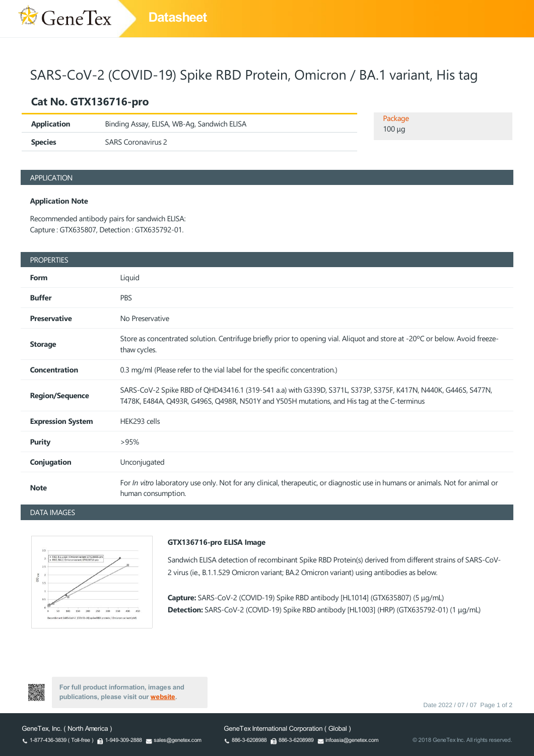# SARS-CoV-2 (COVID-19) Spike RBD Protein, Omicron / BA.1 variant, His tag

## Cat No. GTX136716-pro

| | |
|---|---|
| **Application** | Binding Assay, ELISA, WB-Ag, Sandwich ELISA |
| **Species** | SARS Coronavirus 2 |

**Package**
100 µg

## APPLICATION

**Application Note**

Recommended antibody pairs for sandwich ELISA:
Capture : GTX635807, Detection : GTX635792-01.

## PROPERTIES

| | |
|---|---|
| **Form** | Liquid |
| **Buffer** | PBS |
| **Preservative** | No Preservative |
| **Storage** | Store as concentrated solution. Centrifuge briefly prior to opening vial. Aliquot and store at -20ºC or below. Avoid freeze-thaw cycles. |
| **Concentration** | 0.3 mg/ml (Please refer to the vial label for the specific concentration.) |
| **Region/Sequence** | SARS-CoV-2 Spike RBD of QHD43416.1 (319-541 a.a) with G339D, S371L, S373P, S375F, K417N, N440K, G446S, S477N, T478K, E484A, Q493R, G496S, Q498R, N501Y and Y505H mutations, and His tag at the C-terminus |
| **Expression System** | HEK293 cells |
| **Purity** | >95% |
| **Conjugation** | Unconjugated |
| **Note** | For *In vitro* laboratory use only. Not for any clinical, therapeutic, or diagnostic use in humans or animals. Not for animal or human consumption. |

## DATA IMAGES

**GTX136716-pro ELISA Image**

Sandwich ELISA detection of recombinant Spike RBD Protein(s) derived from different strains of SARS-CoV-2 virus (ie., B.1.1.529 Omicron variant; BA.2 Omicron variant) using antibodies as below.

**Capture:** SARS-CoV-2 (COVID-19) Spike RBD antibody [HL1014] (GTX635807) (5 µg/mL)
**Detection:** SARS-CoV-2 (COVID-19) Spike RBD antibody [HL1003] (HRP) (GTX635792-01) (1 µg/mL)

For full product information, images and publications, please visit our website.

GeneTex, Inc. ( North America )
1-877-436-3839 ( Toll-free ) 1-949-309-2888 sales@genetex.com

GeneTex International Corporation ( Global )
886-3-6208988 886-3-6208989 infoasia@genetex.com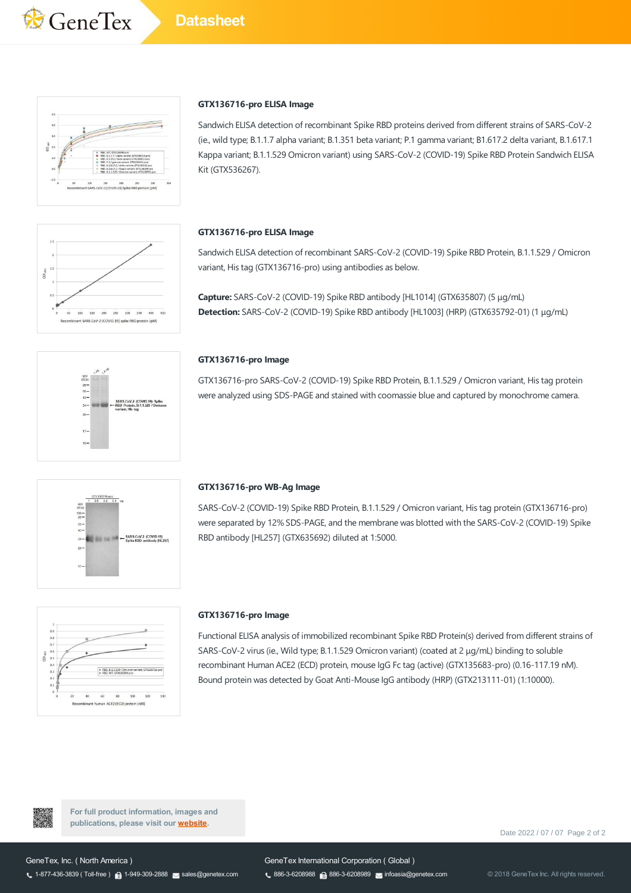### GTX136716-pro ELISA Image

Sandwich ELISA detection of recombinant Spike RBD proteins derived from different strains of SARS-CoV-2 (ie., wild type; B.1.1.7 alpha variant; B.1.351 beta variant; P.1 gamma variant; B1.617.2 delta variant, B.1.617.1 Kappa variant; B.1.1.529 Omicron variant) using SARS-CoV-2 (COVID-19) Spike RBD Protein Sandwich ELISA Kit (GTX536267).

### GTX136716-pro ELISA Image

Sandwich ELISA detection of recombinant SARS-CoV-2 (COVID-19) Spike RBD Protein, B.1.1.529 / Omicron variant, His tag (GTX136716-pro) using antibodies as below.

**Capture:** SARS-CoV-2 (COVID-19) Spike RBD antibody [HL1014] (GTX635807) (5 µg/mL)
**Detection:** SARS-CoV-2 (COVID-19) Spike RBD antibody [HL1003] (HRP) (GTX635792-01) (1 µg/mL)

### GTX136716-pro Image

GTX136716-pro SARS-CoV-2 (COVID-19) Spike RBD Protein, B.1.1.529 / Omicron variant, His tag protein were analyzed using SDS-PAGE and stained with coomassie blue and captured by monochrome camera.

### GTX136716-pro WB-Ag Image

SARS-CoV-2 (COVID-19) Spike RBD Protein, B.1.1.529 / Omicron variant, His tag protein (GTX136716-pro) were separated by 12% SDS-PAGE, and the membrane was blotted with the SARS-CoV-2 (COVID-19) Spike RBD antibody [HL257] (GTX635692) diluted at 1:5000.

### GTX136716-pro Image

Functional ELISA analysis of immobilized recombinant Spike RBD Protein(s) derived from different strains of SARS-CoV-2 virus (ie., Wild type; B.1.1.529 Omicron variant) (coated at 2 µg/mL) binding to soluble recombinant Human ACE2 (ECD) protein, mouse IgG Fc tag (active) (GTX135683-pro) (0.16-117.19 nM). Bound protein was detected by Goat Anti-Mouse IgG antibody (HRP) (GTX213111-01) (1:10000).

For full product information, images and publications, please visit our website.

Date 2022 / 07 / 07

GeneTex, Inc. ( North America )
1-877-436-3839 ( Toll-free ) 1-949-309-2888 sales@genetex.com

GeneTex International Corporation ( Global )
886-3-6208988 886-3-6208989 infoasia@genetex.com

© 2018 GeneTex Inc. All rights reserved.